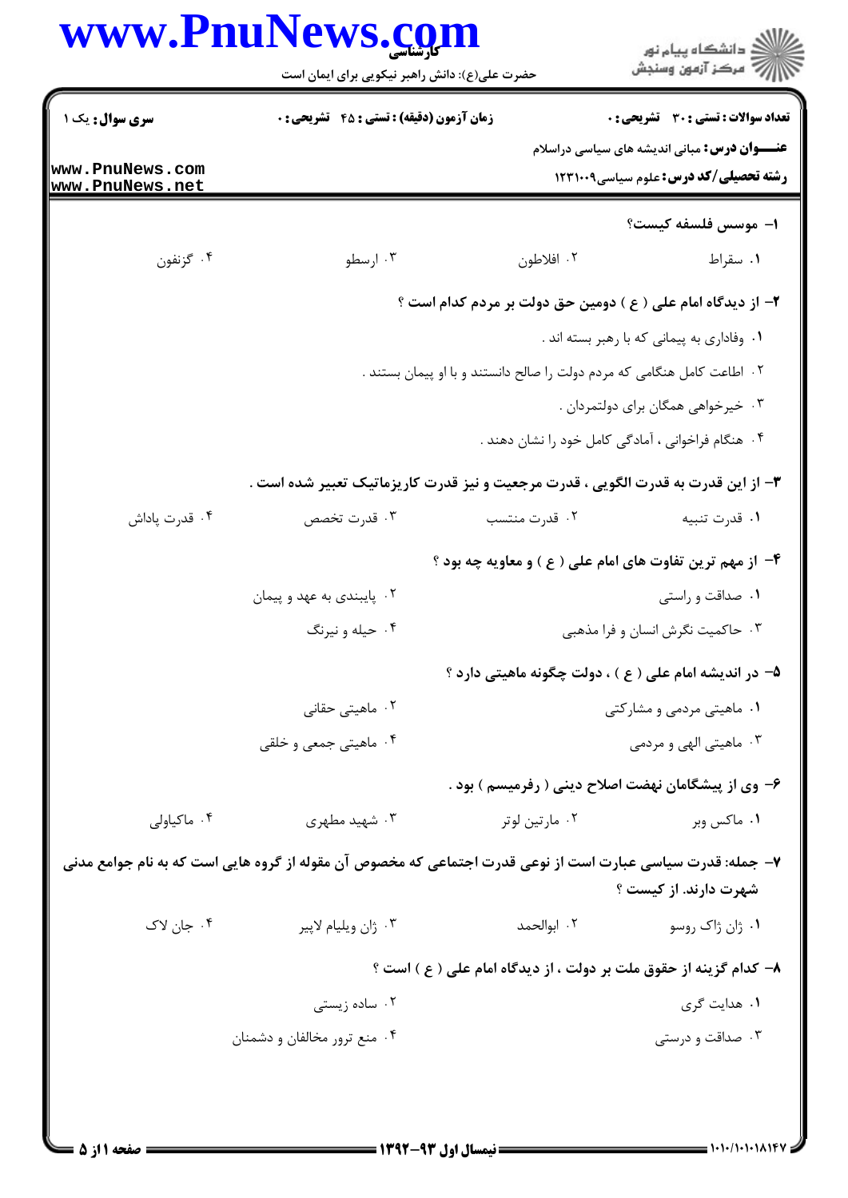**سری سوال:** یک ۱

**زمان آزمون (دقیقه) : تستی : ۴۵ تشریحی : ۰**

**تعداد سوالات : تستی : ۳۰ تشریحی : ۰**

**عنـــوان درس:** مبانی اندیشه های سیاسی دراسلام

**رشته تحصیلی/کد درس:** علوم سیاسی۱۲۳۱۰۰۹

۱- موسس فلسفه کیست؟

۱. سقراط
۲. افلاطون
۳. ارسطو
۴. گزنفون

۲- از دیدگاه امام علی ( ع ) دومین حق دولت بر مردم کدام است ؟

۱. وفاداری به پیمانی که با رهبر بسته اند .
۲. اطاعت کامل هنگامی که مردم دولت را صالح دانستند و با او پیمان بستند .
۳. خیرخواهی همگان برای دولتمردان .
۴. هنگام فراخوانی ، آمادگی کامل خود را نشان دهند .

۳- از این قدرت به قدرت الگویی ، قدرت مرجعیت و نیز قدرت کاریزماتیک تعبیر شده است .

۱. قدرت تنبیه
۲. قدرت منتسب
۳. قدرت تخصص
۴. قدرت پاداش

۴- از مهم ترین تفاوت های امام علی ( ع ) و معاویه چه بود ؟

۱. صداقت و راستی
۲. پایبندی به عهد و پیمان
۳. حاکمیت نگرش انسان و فرا مذهبی
۴. حیله و نیرنگ

۵- در اندیشه امام علی ( ع ) ، دولت چگونه ماهیتی دارد ؟

۱. ماهیتی مردمی و مشارکتی
۲. ماهیتی حقانی
۳. ماهیتی الهی و مردمی
۴. ماهیتی جمعی و خلقی

۶- وی از پیشگامان نهضت اصلاح دینی ( رفرمیسم ) بود .

۱. ماکس وبر
۲. مارتین لوتر
۳. شهید مطهری
۴. ماکیاولی

۷- جمله: قدرت سیاسی عبارت است از نوعی قدرت اجتماعی که مخصوص آن مقوله از گروه هایی است که به نام جوامع مدنی شهرت دارند. از کیست ؟

۱. ژان ژاک روسو
۲. ابوالحمد
۳. ژان ویلیام لاپیر
۴. جان لاک

۸- کدام گزینه از حقوق ملت بر دولت ، از دیدگاه امام علی ( ع ) است ؟

۱. هدایت گری
۲. ساده زیستی
۳. صداقت و درستی
۴. منع ترور مخالفان و دشمنان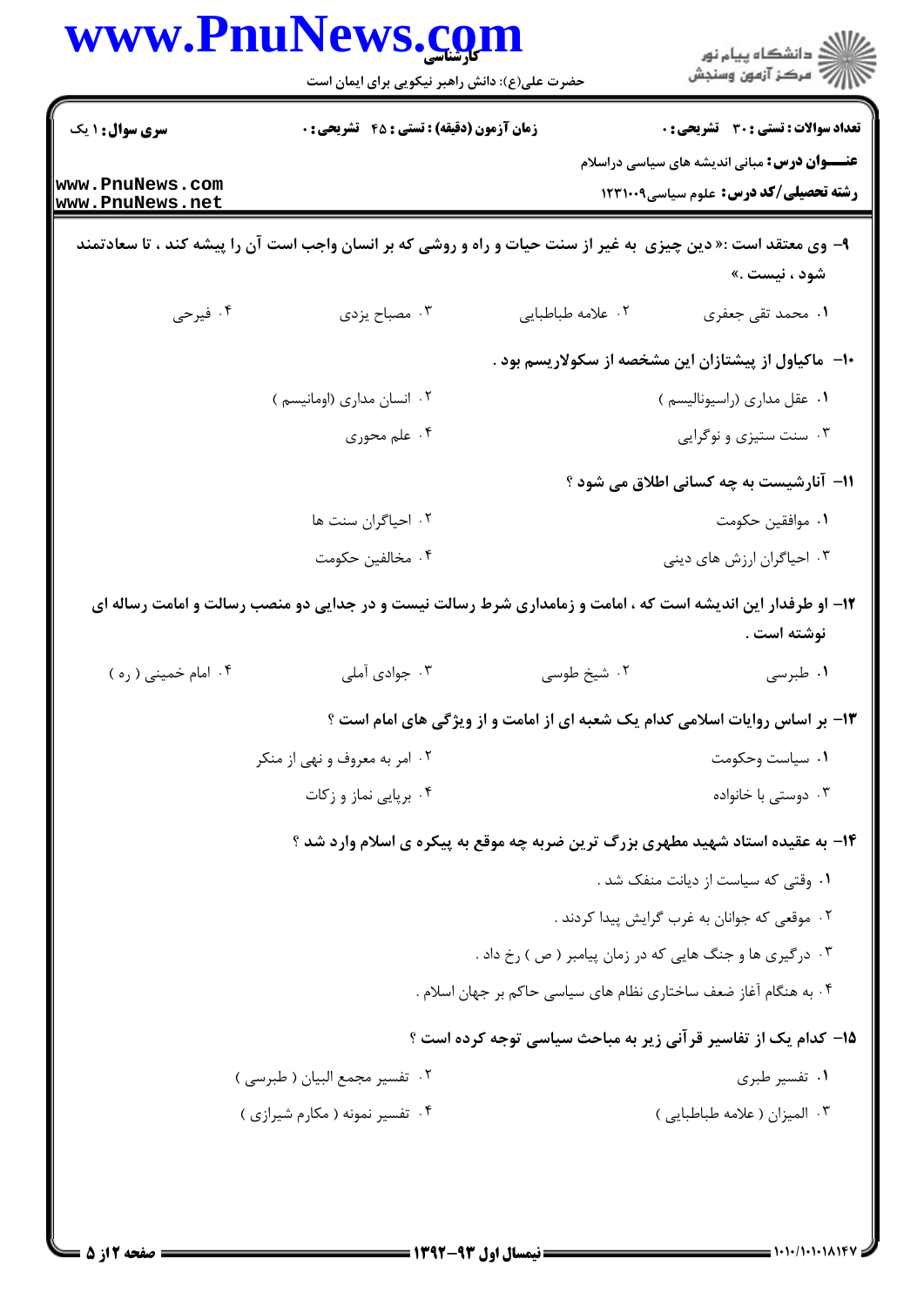۹- وی معتقد است :« دین چیزی به غیر از سنت حیات و راه و روشی که بر انسان واجب است آن را پیشه کند ، تا سعادتمند شود ، نیست .»

۱. محمد تقی جعفری
۲. علامه طباطبایی
۳. مصباح یزدی
۴. فیرحی

۱۰- ماکیاول از پیشتازان این مشخصه از سکولاریسم بود .

۱. عقل مداری (راسیونالیسم )
۲. انسان مداری (اومانیسم )
۳. سنت ستیزی و نوگرایی
۴. علم محوری

۱۱- آنارشیست به چه کسانی اطلاق می شود ؟

۱. موافقین حکومت
۲. احیاگران سنت ها
۳. احیاگران ارزش های دینی
۴. مخالفین حکومت

۱۲- او طرفدار این اندیشه است که ، امامت و زمامداری شرط رسالت نیست و در جدایی دو منصب رسالت و امامت رساله ای نوشته است .

۱. طبرسی
۲. شیخ طوسی
۳. جوادی آملی
۴. امام خمینی ( ره )

۱۳- بر اساس روایات اسلامی کدام یک شعبه ای از امامت و از ویژگی های امام است ؟

۱. سیاست وحکومت
۲. امر به معروف و نهی از منکر
۳. دوستی با خانواده
۴. برپایی نماز و زکات

۱۴- به عقیده استاد شهید مطهری بزرگ ترین ضربه چه موقع به پیکره ی اسلام وارد شد ؟

۱. وقتی که سیاست از دیانت منفک شد .
۲. موقعی که جوانان به غرب گرایش پیدا کردند .
۳. درگیری ها و جنگ هایی که در زمان پیامبر ( ص ) رخ داد .
۴. به هنگام آغاز ضعف ساختاری نظام های سیاسی حاکم بر جهان اسلام .

۱۵- کدام یک از تفاسیر قرآنی زیر به مباحث سیاسی توجه کرده است ؟

۱. تفسیر طبری
۲. تفسیر مجمع البیان ( طبرسی )
۳. المیزان ( علامه طباطبایی )
۴. تفسیر نمونه ( مکارم شیرازی )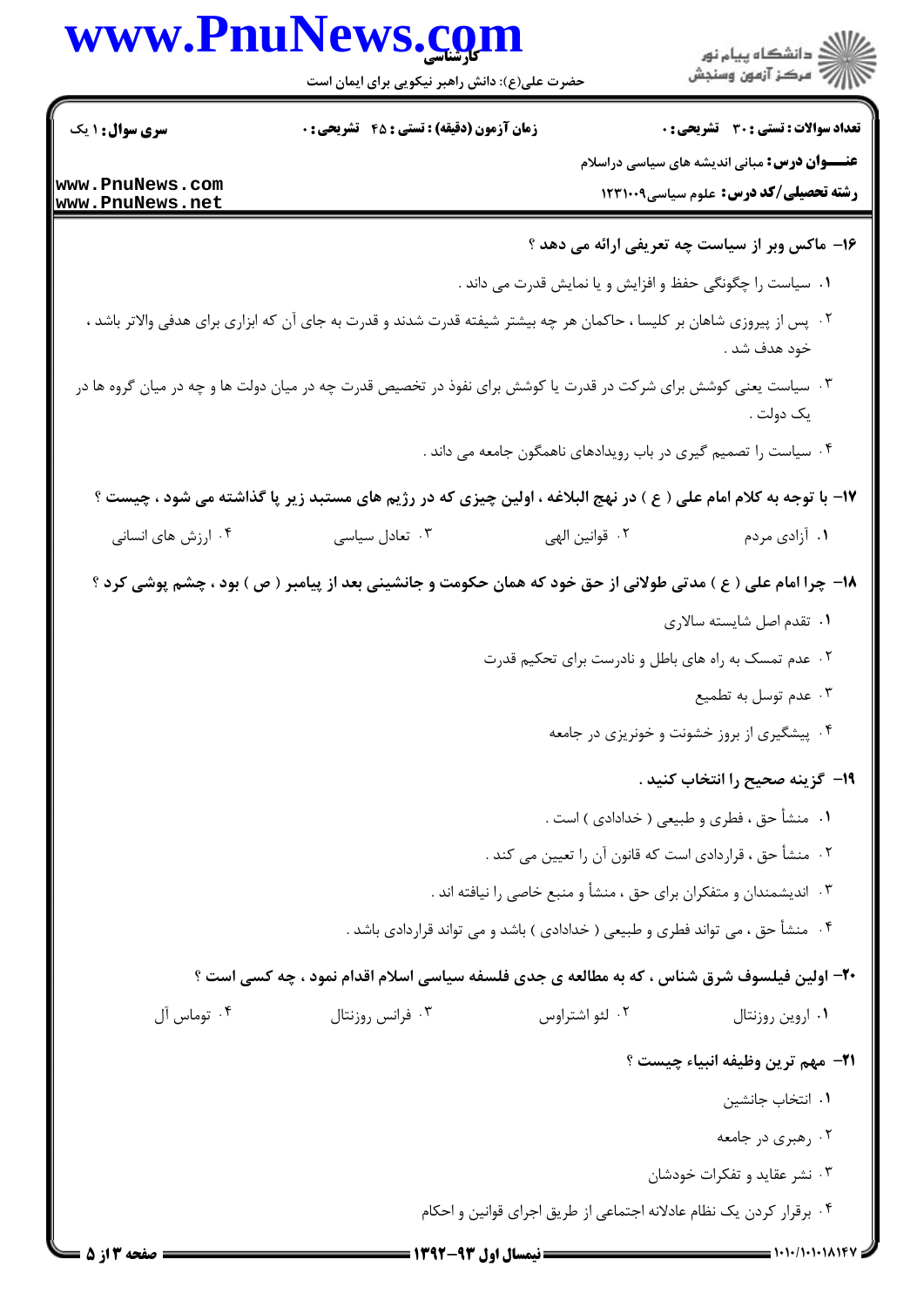**۱۶- ماکس وبر از سیاست چه تعریفی ارائه می دهد ؟**

۱. سیاست را چگونگی حفظ و افزایش و یا نمایش قدرت می داند .

۲. پس از پیروزی شاهان بر کلیسا ، حاکمان هر چه بیشتر شیفته قدرت شدند و قدرت به جای آن که ابزاری برای هدفی والاتر باشد ، خود هدف شد .

۳. سیاست یعنی کوشش برای شرکت در قدرت یا کوشش برای نفوذ در تخصیص قدرت چه در میان دولت ها و چه در میان گروه ها در یک دولت .

۴. سیاست را تصمیم گیری در باب رویدادهای ناهمگون جامعه می داند .

**۱۷- با توجه به کلام امام علی ( ع ) در نهج البلاغه ، اولین چیزی که در رژیم های مستبد زیر پا گذاشته می شود ، چیست ؟**

۱. آزادی مردم
۲. قوانین الهی
۳. تعادل سیاسی
۴. ارزش های انسانی

**۱۸- چرا امام علی ( ع ) مدتی طولانی از حق خود که همان حکومت و جانشینی بعد از پیامبر ( ص ) بود ، چشم پوشی کرد ؟**

۱. تقدم اصل شایسته سالاری

۲. عدم تمسک به راه های باطل و نادرست برای تحکیم قدرت

۳. عدم توسل به تطمیع

۴. پیشگیری از بروز خشونت و خونریزی در جامعه

**۱۹- گزینه صحیح را انتخاب کنید .**

۱. منشأ حق ، فطری و طبیعی ( خدادادی ) است .

۲. منشأ حق ، قراردادی است که قانون آن را تعیین می کند .

۳. اندیشمندان و متفکران برای حق ، منشأ و منبع خاصی را نیافته اند .

۴. منشأ حق ، می تواند فطری و طبیعی ( خدادادی ) باشد و می تواند قراردادی باشد .

**۲۰- اولین فیلسوف شرق شناس ، که به مطالعه ی جدی فلسفه سیاسی اسلام اقدام نمود ، چه کسی است ؟**

۱. اروین روزنتال
۲. لئو اشتراوس
۳. فرانس روزنتال
۴. توماس آل

**۲۱- مهم ترین وظیفه انبیاء چیست ؟**

۱. انتخاب جانشین

۲. رهبری در جامعه

۳. نشر عقاید و تفکرات خودشان

۴. برقرار کردن یک نظام عادلانه اجتماعی از طریق اجرای قوانین و احکام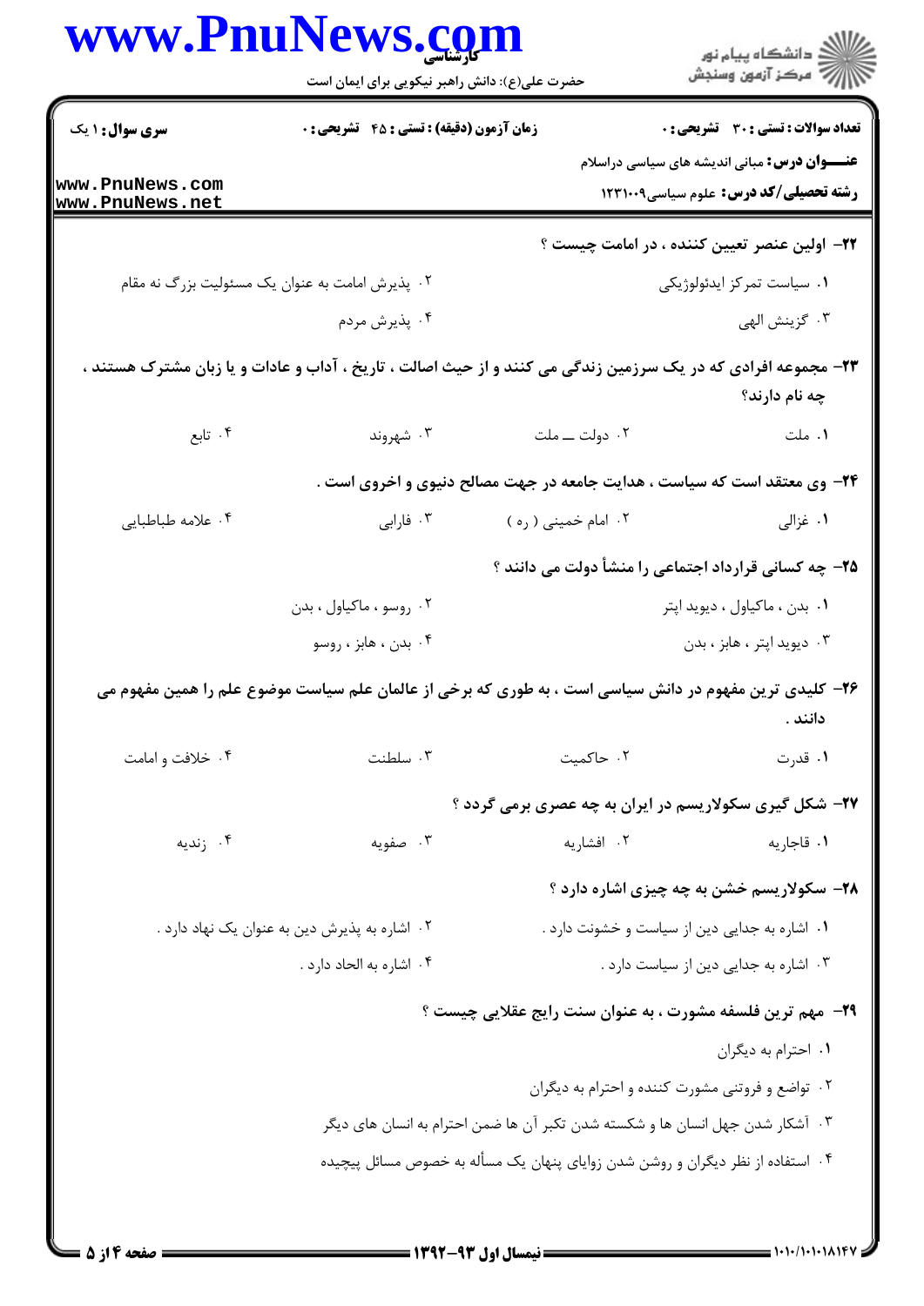**سری سؤال:** ۱ یک

**زمان آزمون (دقیقه) : تستی : ۴۵ تشریحی : ۰**

**تعداد سوالات : تستی : ۳۰ تشریحی : ۰**

**عنـــوان درس:** مبانی اندیشه های سیاسی دراسلام

**رشته تحصیلی/کد درس:** علوم سیاسی۱۲۳۱۰۰۹

**۲۲- اولین عنصر تعیین کننده ، در امامت چیست ؟**

۱. سیاست تمرکز ایدئولوژیکی

۲. پذیرش امامت به عنوان یک مسئولیت بزرگ نه مقام

۳. گزینش الهی

۴. پذیرش مردم

**۲۳- مجموعه افرادی که در یک سرزمین زندگی می کنند و از حیث اصالت ، تاریخ ، آداب و عادات و یا زبان مشترک هستند ، چه نام دارند؟**

۱. ملت

۲. دولت ــ ملت

۳. شهروند

۴. تابع

**۲۴- وی معتقد است که سیاست ، هدایت جامعه در جهت مصالح دنیوی و اخروی است .**

۱. غزالی

۲. امام خمینی ( ره )

۳. فارابی

۴. علامه طباطبایی

**۲۵- چه کسانی قرارداد اجتماعی را منشأ دولت می دانند ؟**

۱. بدن ، ماکیاول ، دیوید اپتر

۲. روسو ، ماکیاول ، بدن

۳. دیوید اپتر ، هابز ، بدن

۴. بدن ، هابز ، روسو

**۲۶- کلیدی ترین مفهوم در دانش سیاسی است ، به طوری که برخی از عالمان علم سیاست موضوع علم را همین مفهوم می دانند .**

۱. قدرت

۲. حاکمیت

۳. سلطنت

۴. خلافت و امامت

**۲۷- شکل گیری سکولاریسم در ایران به چه عصری برمی گردد ؟**

۱. قاجاریه

۲. افشاریه

۳. صفویه

۴. زندیه

**۲۸- سکولاریسم خشن به چه چیزی اشاره دارد ؟**

۱. اشاره به جدایی دین از سیاست و خشونت دارد .

۲. اشاره به پذیرش دین به عنوان یک نهاد دارد .

۳. اشاره به جدایی دین از سیاست دارد .

۴. اشاره به الحاد دارد .

**۲۹- مهم ترین فلسفه مشورت ، به عنوان سنت رایج عقلایی چیست ؟**

۱. احترام به دیگران

۲. تواضع و فروتنی مشورت کننده و احترام به دیگران

۳. آشکار شدن جهل انسان ها و شکسته شدن تکبر آن ها ضمن احترام به انسان های دیگر

۴. استفاده از نظر دیگران و روشن شدن زوایای پنهان یک مسأله به خصوص مسائل پیچیده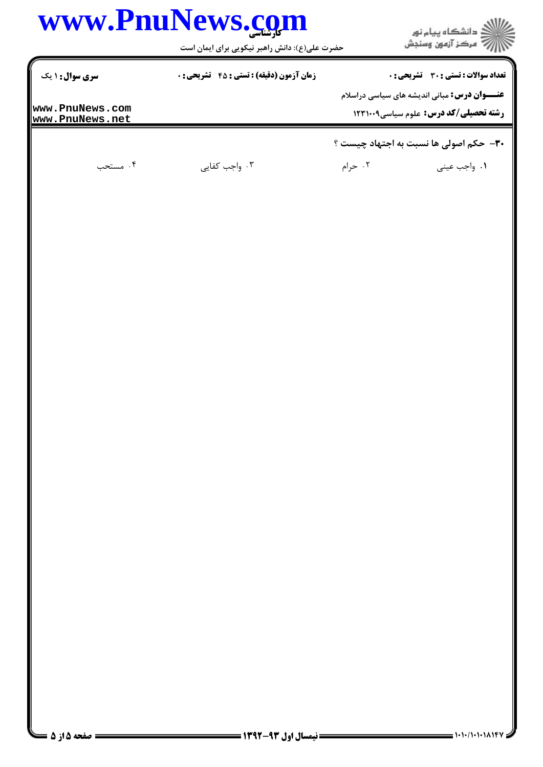**۳۰-** حکم اصولی ها نسبت به اجتهاد چیست ؟

۱. واجب عینی

۲. حرام

۳. واجب کفایی

۴. مستحب